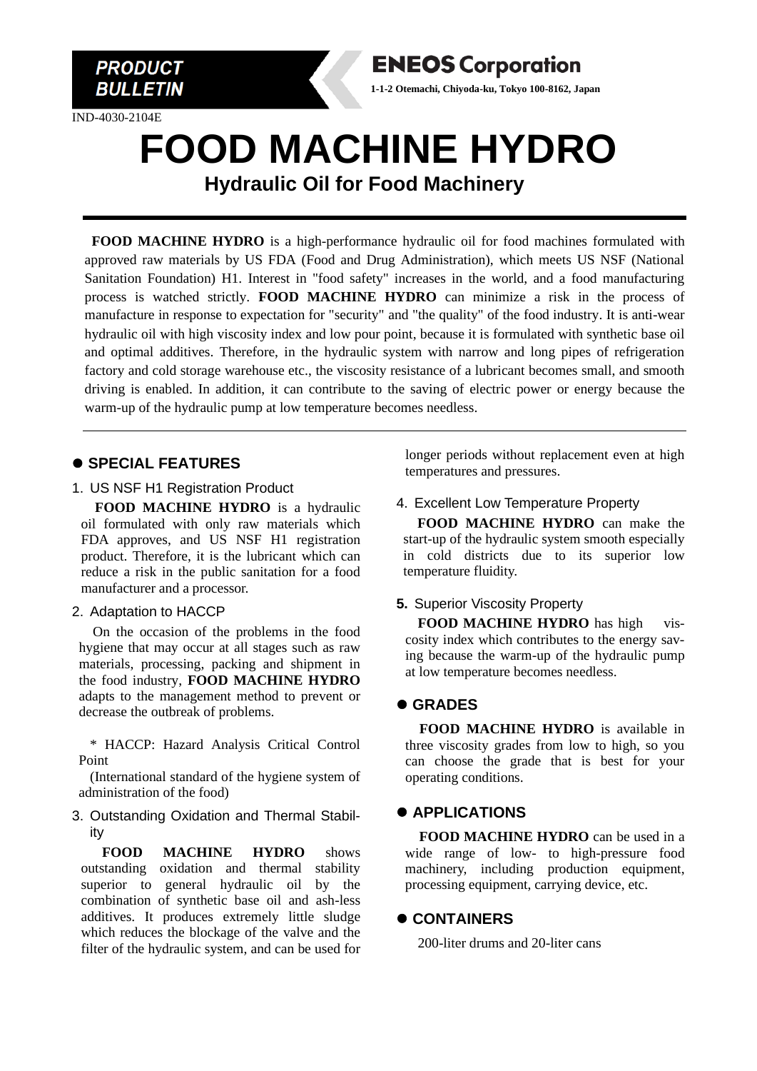PRODUCT BULLETIN

**ENEOS Corporation**

**1-1-2 Otemachi, Chiyoda-ku, Tokyo 100-8162, Japan**

IND-4030-2104E

# FOOD MACHINE HYDRO

## Hydraulic Oil for Food Machinery

**FOOD MACHINE HYDRO** is a high-performance hydraulic oil for food machines formulated with approved raw materials by US FDA (Food and Drug Administration), which meets US NSF (National Sanitation Foundation) H1. Interest in "food safety" increases in the world, and a food manufacturing process is watched strictly. **FOOD MACHINE HYDRO** can minimize a risk in the process of manufacture in response to expectation for "security" and "the quality" of the food industry. It is anti-wear hydraulic oil with high viscosity index and low pour point, because it is formulated with synthetic base oil and optimal additives. Therefore, in the hydraulic system with narrow and long pipes of refrigeration factory and cold storage warehouse etc., the viscosity resistance of a lubricant becomes small, and smooth driving is enabled. In addition, it can contribute to the saving of electric power or energy because the warm-up of the hydraulic pump at low temperature becomes needless.

## ● SPECIAL FEATURES

1. US NSF H1 Registration Product

**FOOD MACHINE HYDRO** is a hydraulic oil formulated with only raw materials which FDA approves, and US NSF H1 registration product. Therefore, it is the lubricant which can reduce a risk in the public sanitation for a food manufacturer and a processor.

2. Adaptation to HACCP

On the occasion of the problems in the food hygiene that may occur at all stages such as raw materials, processing, packing and shipment in the food industry, **FOOD MACHINE HYDRO** adapts to the management method to prevent or decrease the outbreak of problems.

* HACCP: Hazard Analysis Critical Control Point

(International standard of the hygiene system of administration of the food)

3. Outstanding Oxidation and Thermal Stability

**FOOD MACHINE HYDRO** shows outstanding oxidation and thermal stability superior to general hydraulic oil by the combination of synthetic base oil and ash-less additives. It produces extremely little sludge which reduces the blockage of the valve and the filter of the hydraulic system, and can be used for longer periods without replacement even at high temperatures and pressures.

4. Excellent Low Temperature Property

**FOOD MACHINE HYDRO** can make the start-up of the hydraulic system smooth especially in cold districts due to its superior low temperature fluidity.

5. Superior Viscosity Property

**FOOD MACHINE HYDRO** has high viscosity index which contributes to the energy saving because the warm-up of the hydraulic pump at low temperature becomes needless.

## ● GRADES

**FOOD MACHINE HYDRO** is available in three viscosity grades from low to high, so you can choose the grade that is best for your operating conditions.

## ● APPLICATIONS

**FOOD MACHINE HYDRO** can be used in a wide range of low- to high-pressure food machinery, including production equipment, processing equipment, carrying device, etc.

## ● CONTAINERS

200-liter drums and 20-liter cans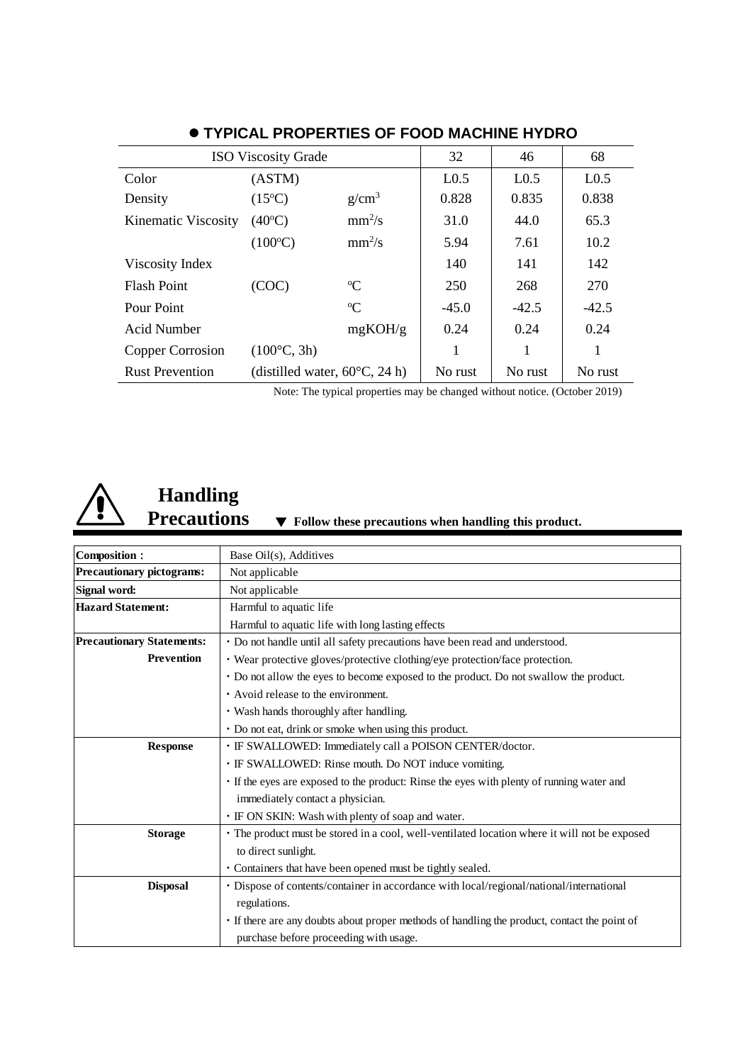## ● TYPICAL PROPERTIES OF FOOD MACHINE HYDRO

| ISO Viscosity Grade | | | 32 | 46 | 68 |
|---|---|---|---|---|---|
| Color | (ASTM) | | L0.5 | L0.5 | L0.5 |
| Density | (15°C) | $g/cm^3$ | 0.828 | 0.835 | 0.838 |
| Kinematic Viscosity | (40°C) | $mm^2/s$ | 31.0 | 44.0 | 65.3 |
| | (100°C) | $mm^2/s$ | 5.94 | 7.61 | 10.2 |
| Viscosity Index | | | 140 | 141 | 142 |
| Flash Point | (COC) | °C | 250 | 268 | 270 |
| Pour Point | | °C | -45.0 | -42.5 | -42.5 |
| Acid Number | | mgKOH/g | 0.24 | 0.24 | 0.24 |
| Copper Corrosion | (100°C, 3h) | | 1 | 1 | 1 |
| Rust Prevention | (distilled water, 60°C, 24 h) | | No rust | No rust | No rust |

Note: The typical properties may be changed without notice. (October 2019)

## Handling Precautions

▼ **Follow these precautions when handling this product.**

| | |
|---|---|
| **Composition :** | Base Oil(s), Additives |
| **Precautionary pictograms:** | Not applicable |
| **Signal word:** | Not applicable |
| **Hazard Statement:** | Harmful to aquatic life<br>Harmful to aquatic life with long lasting effects |
| **Precautionary Statements:**<br>**Prevention** | ・Do not handle until all safety precautions have been read and understood.<br>・Wear protective gloves/protective clothing/eye protection/face protection.<br>・Do not allow the eyes to become exposed to the product. Do not swallow the product.<br>・Avoid release to the environment.<br>・Wash hands thoroughly after handling.<br>・Do not eat, drink or smoke when using this product. |
| **Response** | ・IF SWALLOWED: Immediately call a POISON CENTER/doctor.<br>・IF SWALLOWED: Rinse mouth. Do NOT induce vomiting.<br>・If the eyes are exposed to the product: Rinse the eyes with plenty of running water and immediately contact a physician.<br>・IF ON SKIN: Wash with plenty of soap and water. |
| **Storage** | ・The product must be stored in a cool, well-ventilated location where it will not be exposed to direct sunlight.<br>・Containers that have been opened must be tightly sealed. |
| **Disposal** | ・Dispose of contents/container in accordance with local/regional/national/international regulations.<br>・If there are any doubts about proper methods of handling the product, contact the point of purchase before proceeding with usage. |